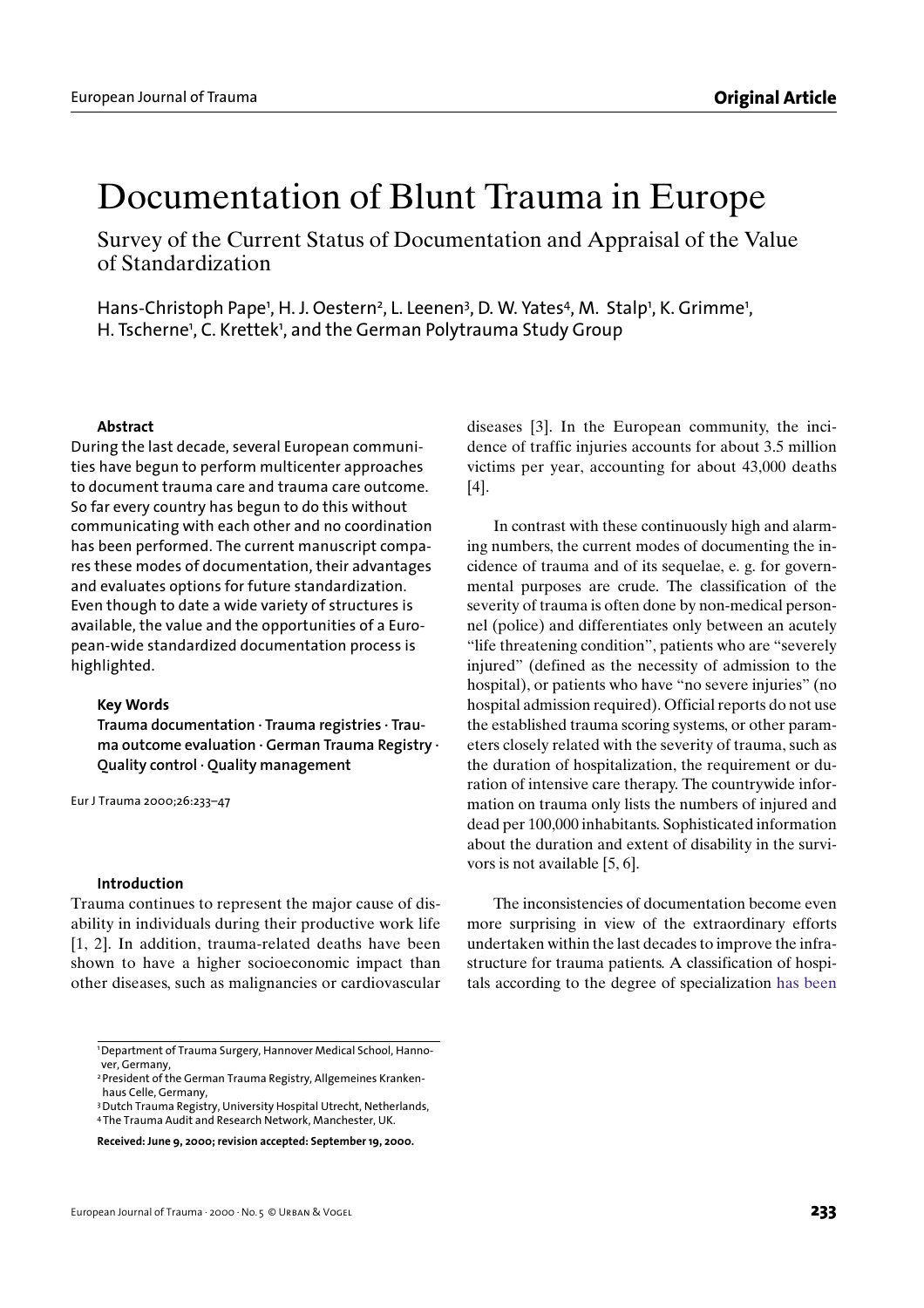# Documentation of Blunt Trauma in Europe

## Survey of the Current Status of Documentation and Appraisal of the Value of Standardization

Hans-Christoph Pape[1], H. J. Oestern[2], L. Leenen[3], D. W. Yates[4], M. Stalp[1], K. Grimme[1], H. Tscherne[1], C. Krettek[1], and the German Polytrauma Study Group

### Abstract

During the last decade, several European communities have begun to perform multicenter approaches to document trauma care and trauma care outcome. So far every country has begun to do this without communicating with each other and no coordination has been performed. The current manuscript compares these modes of documentation, their advantages and evaluates options for future standardization. Even though to date a wide variety of structures is available, the value and the opportunities of a European-wide standardized documentation process is highlighted.

### Key Words

**Trauma documentation · Trauma registries · Trauma outcome evaluation · German Trauma Registry · Quality control · Quality management**

Eur J Trauma 2000;26:233–47

### Introduction

Trauma continues to represent the major cause of disability in individuals during their productive work life [1, 2]. In addition, trauma-related deaths have been shown to have a higher socioeconomic impact than other diseases, such as malignancies or cardiovascular diseases [3]. In the European community, the incidence of traffic injuries accounts for about 3.5 million victims per year, accounting for about 43,000 deaths [4].

In contrast with these continuously high and alarming numbers, the current modes of documenting the incidence of trauma and of its sequelae, e. g. for governmental purposes are crude. The classification of the severity of trauma is often done by non-medical personnel (police) and differentiates only between an acutely "life threatening condition", patients who are "severely injured" (defined as the necessity of admission to the hospital), or patients who have "no severe injuries" (no hospital admission required). Official reports do not use the established trauma scoring systems, or other parameters closely related with the severity of trauma, such as the duration of hospitalization, the requirement or duration of intensive care therapy. The countrywide information on trauma only lists the numbers of injured and dead per 100,000 inhabitants. Sophisticated information about the duration and extent of disability in the survivors is not available [5, 6].

The inconsistencies of documentation become even more surprising in view of the extraordinary efforts undertaken within the last decades to improve the infrastructure for trauma patients. A classification of hospitals according to the degree of specialization has been

---

[1] Department of Trauma Surgery, Hannover Medical School, Hannover, Germany,
[2] President of the German Trauma Registry, Allgemeines Krankenhaus Celle, Germany,
[3] Dutch Trauma Registry, University Hospital Utrecht, Netherlands,
[4] The Trauma Audit and Research Network, Manchester, UK.

**Received: June 9, 2000; revision accepted: September 19, 2000.**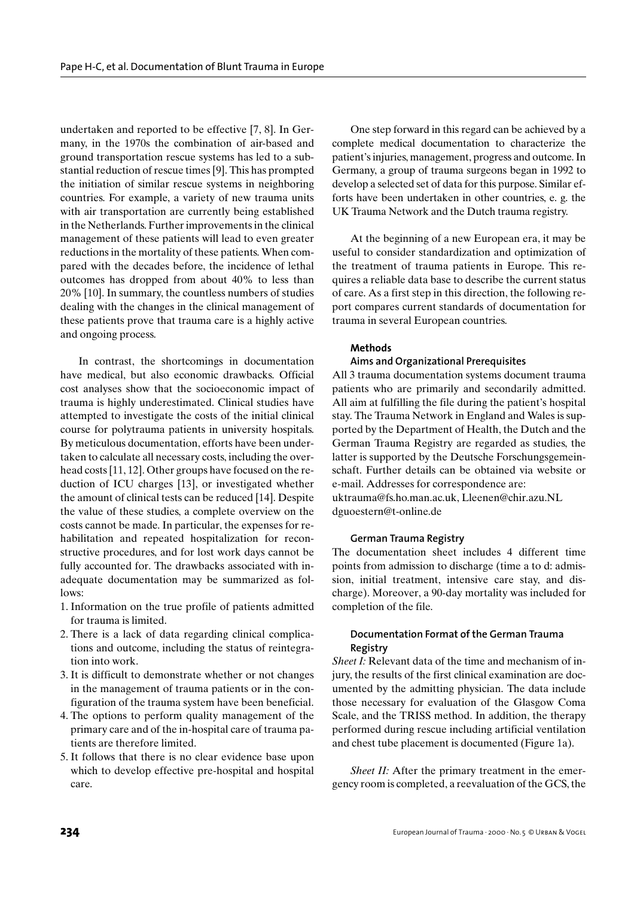undertaken and reported to be effective [7, 8]. In Germany, in the 1970s the combination of air-based and ground transportation rescue systems has led to a substantial reduction of rescue times [9]. This has prompted the initiation of similar rescue systems in neighboring countries. For example, a variety of new trauma units with air transportation are currently being established in the Netherlands. Further improvements in the clinical management of these patients will lead to even greater reductions in the mortality of these patients. When compared with the decades before, the incidence of lethal outcomes has dropped from about 40% to less than 20% [10]. In summary, the countless numbers of studies dealing with the changes in the clinical management of these patients prove that trauma care is a highly active and ongoing process.

In contrast, the shortcomings in documentation have medical, but also economic drawbacks. Official cost analyses show that the socioeconomic impact of trauma is highly underestimated. Clinical studies have attempted to investigate the costs of the initial clinical course for polytrauma patients in university hospitals. By meticulous documentation, efforts have been undertaken to calculate all necessary costs, including the overhead costs [11, 12]. Other groups have focused on the reduction of ICU charges [13], or investigated whether the amount of clinical tests can be reduced [14]. Despite the value of these studies, a complete overview on the costs cannot be made. In particular, the expenses for rehabilitation and repeated hospitalization for reconstructive procedures, and for lost work days cannot be fully accounted for. The drawbacks associated with inadequate documentation may be summarized as follows:

1. Information on the true profile of patients admitted for trauma is limited.
2. There is a lack of data regarding clinical complications and outcome, including the status of reintegration into work.
3. It is difficult to demonstrate whether or not changes in the management of trauma patients or in the configuration of the trauma system have been beneficial.
4. The options to perform quality management of the primary care and of the in-hospital care of trauma patients are therefore limited.
5. It follows that there is no clear evidence base upon which to develop effective pre-hospital and hospital care.

One step forward in this regard can be achieved by a complete medical documentation to characterize the patient's injuries, management, progress and outcome. In Germany, a group of trauma surgeons began in 1992 to develop a selected set of data for this purpose. Similar efforts have been undertaken in other countries, e. g. the UK Trauma Network and the Dutch trauma registry.

At the beginning of a new European era, it may be useful to consider standardization and optimization of the treatment of trauma patients in Europe. This requires a reliable data base to describe the current status of care. As a first step in this direction, the following report compares current standards of documentation for trauma in several European countries.

## Methods

### Aims and Organizational Prerequisites

All 3 trauma documentation systems document trauma patients who are primarily and secondarily admitted. All aim at fulfilling the file during the patient's hospital stay. The Trauma Network in England and Wales is supported by the Department of Health, the Dutch and the German Trauma Registry are regarded as studies, the latter is supported by the Deutsche Forschungsgemeinschaft. Further details can be obtained via website or e-mail. Addresses for correspondence are:
uktrauma@fs.ho.man.ac.uk, Lleenen@chir.azu.NL
dguoestern@t-online.de

### German Trauma Registry

The documentation sheet includes 4 different time points from admission to discharge (time a to d: admission, initial treatment, intensive care stay, and discharge). Moreover, a 90-day mortality was included for completion of the file.

### Documentation Format of the German Trauma Registry

*Sheet I:* Relevant data of the time and mechanism of injury, the results of the first clinical examination are documented by the admitting physician. The data include those necessary for evaluation of the Glasgow Coma Scale, and the TRISS method. In addition, the therapy performed during rescue including artificial ventilation and chest tube placement is documented (Figure 1a).

*Sheet II:* After the primary treatment in the emergency room is completed, a reevaluation of the GCS, the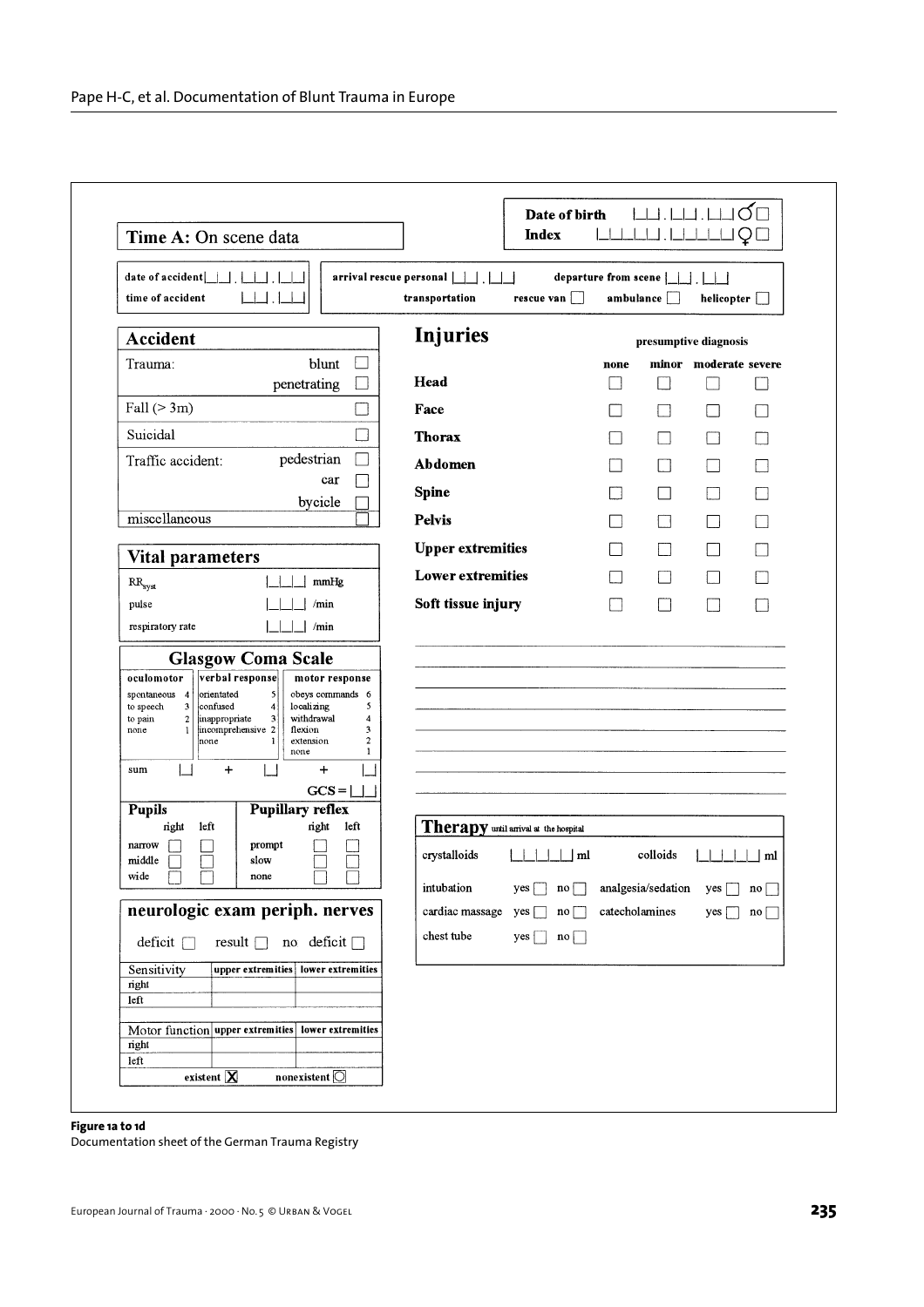## Time A: On scene data

Date of birth |_|_|.|_|_|.|_|_| ♂ ☐
Index |_|_|_|_|_|.|_|_|_|_|_| ♀ ☐

date of accident |_|_|.|_|_|.|_|_|
time of accident |_|_|.|_|_|

arrival rescue personal |_|_|.|_|_| departure from scene |_|_|.|_|_|
transportation rescue van ☐ ambulance ☐ helicopter ☐

### Accident

| Trauma: | blunt | ☐ |
|---|---|---|
| | penetrating | ☐ |
| Fall (> 3m) | | ☐ |
| Suicidal | | ☐ |
| Traffic accident: | pedestrian | ☐ |
| | car | ☐ |
| | bycicle | ☐ |
| miscellaneous | | ☐ |

### Vital parameters

| | | |
|---|---|---|
| $RR_{syst}$ | \|_\|_\|_\| | mmHg |
| pulse | \|_\|_\|_\| | /min |
| respiratory rate | \|_\|_\|_\| | /min |

### Glasgow Coma Scale

| oculomotor | | verbal response | | motor response | |
|---|---|---|---|---|---|
| spontaneous | 4 | orientated | 5 | obeys commands | 6 |
| to speech | 3 | confused | 4 | localizing | 5 |
| to pain | 2 | inappropriate | 3 | withdrawal | 4 |
| none | 1 | incomprehensive | 2 | flexion | 3 |
| | | none | 1 | extension | 2 |
| | | | | none | 1 |

sum |_| + |_| + |_|

GCS = |_|_|

| Pupils | right | left | Pupillary reflex | right | left |
|---|---|---|---|---|---|
| narrow | ☐ | ☐ | prompt | ☐ | ☐ |
| middle | ☐ | ☐ | slow | ☐ | ☐ |
| wide | ☐ | ☐ | none | ☐ | ☐ |

### neurologic exam periph. nerves

deficit ☐ result ☐ no deficit ☐

| Sensitivity | upper extremities | lower extremities |
|---|---|---|
| right | | |
| left | | |

| Motor function | upper extremities | lower extremities |
|---|---|---|
| right | | |
| left | | |

existent ☒ nonexistent ◯

### Injuries

presumptive diagnosis

| | none | minor | moderate | severe |
|---|---|---|---|---|
| Head | ☐ | ☐ | ☐ | ☐ |
| Face | ☐ | ☐ | ☐ | ☐ |
| Thorax | ☐ | ☐ | ☐ | ☐ |
| Abdomen | ☐ | ☐ | ☐ | ☐ |
| Spine | ☐ | ☐ | ☐ | ☐ |
| Pelvis | ☐ | ☐ | ☐ | ☐ |
| Upper extremities | ☐ | ☐ | ☐ | ☐ |
| Lower extremities | ☐ | ☐ | ☐ | ☐ |
| Soft tissue injury | ☐ | ☐ | ☐ | ☐ |

### Therapy until arrival at the hospital

| | | | |
|---|---|---|---|
| crystalloids | \|_\|_\|_\|_\|_\| ml | colloids | \|_\|_\|_\|_\|_\| ml |
| intubation | yes ☐ no ☐ | analgesia/sedation | yes ☐ no ☐ |
| cardiac massage | yes ☐ no ☐ | catecholamines | yes ☐ no ☐ |
| chest tube | yes ☐ no ☐ | | |

**Figure 1a to 1d**
Documentation sheet of the German Trauma Registry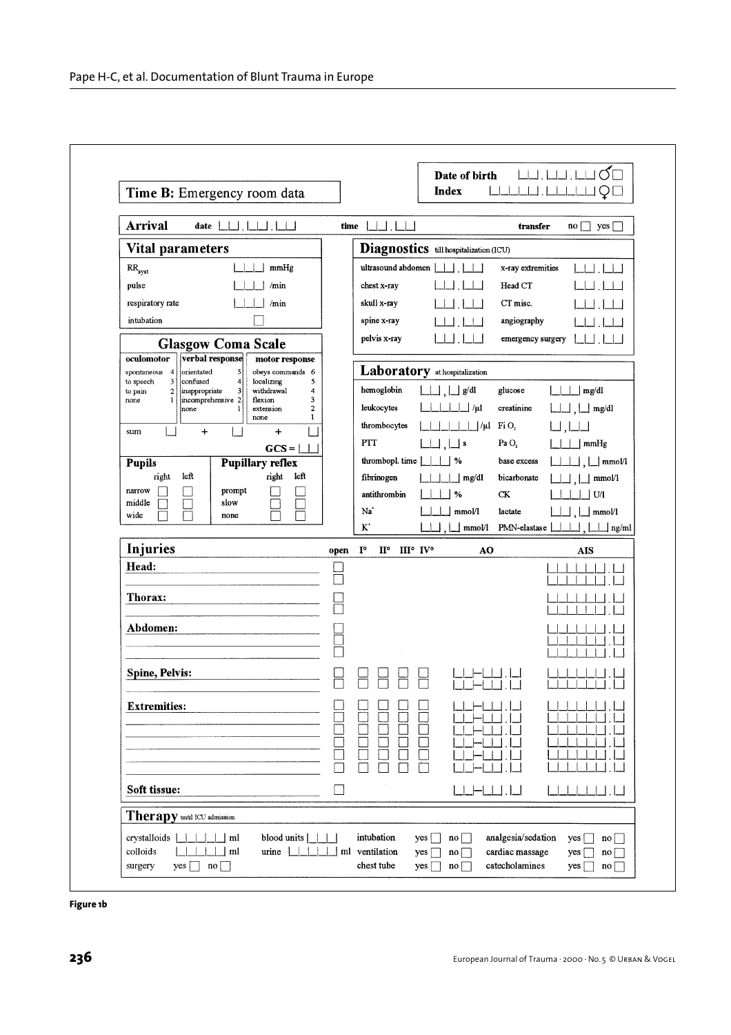**Time B:** Emergency room data

| Date of birth | \_\_.\_\_.\_\_ ♂☐ |
|---|---|
| Index | \_\_\_\_\_.\_\_\_\_\_ ♀☐ |

**Arrival** date \_\_.\_\_.\_\_ time \_\_.\_\_ transfer no ☐ yes ☐

## Vital parameters

| | |
|---|---|
| $RR_{syst}$ | \_\_\_ mmHg |
| pulse | \_\_\_ /min |
| respiratory rate | \_\_\_ /min |
| intubation | ☐ |

## Glasgow Coma Scale

| oculomotor | | verbal response | | motor response | |
|---|---|---|---|---|---|
| spontaneous | 4 | orientated | 5 | obeys commands | 6 |
| to speech | 3 | confused | 4 | localizing | 5 |
| to pain | 2 | inappropriate | 3 | withdrawal | 4 |
| none | 1 | incomprehensive | 2 | flexion | 3 |
| | | none | 1 | extension | 2 |
| | | | | none | 1 |

sum \_ + \_ + \_

GCS = \_\_

| Pupils | right | left | Pupillary reflex | right | left |
|---|---|---|---|---|---|
| narrow | ☐ | ☐ | prompt | ☐ | ☐ |
| middle | ☐ | ☐ | slow | ☐ | ☐ |
| wide | ☐ | ☐ | none | ☐ | ☐ |

## Diagnostics till hospitalization (ICU)

| | | | |
|---|---|---|---|
| ultrasound abdomen | \_\_.\_\_ | x-ray extremities | \_\_.\_\_ |
| chest x-ray | \_\_.\_\_ | Head CT | \_\_.\_\_ |
| skull x-ray | \_\_.\_\_ | CT misc. | \_\_.\_\_ |
| spine x-ray | \_\_.\_\_ | angiography | \_\_.\_\_ |
| pelvis x-ray | \_\_.\_\_ | emergency surgery | \_\_.\_\_ |

## Laboratory at hospitalization

| | | | |
|---|---|---|---|
| hemoglobin | \_\_,\_ g/dl | glucose | \_\_\_ mg/dl |
| leukocytes | \_\_\_\_\_ /µl | creatinine | \_\_,\_ mg/dl |
| thrombocytes | \_\_\_\_\_\_ /µl | $FiO_2$ | \_,\_\_ |
| PTT | \_\_,\_ s | $PaO_2$ | \_\_\_ mmHg |
| thrombopl. time | \_\_\_ % | base excess | \_\_\_,\_ mmol/l |
| fibrinogen | \_\_\_\_ mg/dl | bicarbonate | \_\_,\_ mmol/l |
| antithrombin | \_\_\_ % | CK | \_\_\_\_ U/l |
| $Na^+$ | \_\_\_ mmol/l | lactate | \_\_,\_ mmol/l |
| $K^+$ | \_\_,\_ mmol/l | PMN-elastase | \_\_\_\_,\_\_ ng/ml |

## Injuries

| | open | I° | II° | III° | IV° | AO | AIS |
|---|---|---|---|---|---|---|---|
| **Head:** | ☐ | | | | | | \_\_\_\_\_\_.\_ |
| | ☐ | | | | | | \_\_\_\_\_\_.\_ |
| **Thorax:** | ☐ | | | | | | \_\_\_\_\_\_.\_ |
| | ☐ | | | | | | \_\_\_\_\_\_.\_ |
| **Abdomen:** | ☐ | | | | | | \_\_\_\_\_\_.\_ |
| | ☐ | | | | | | \_\_\_\_\_\_.\_ |
| | ☐ | | | | | | \_\_\_\_\_\_.\_ |
| **Spine, Pelvis:** | ☐ | ☐ | ☐ | ☐ | ☐ | \_\_-\_\_.\_ | \_\_\_\_\_\_.\_ |
| | ☐ | ☐ | ☐ | ☐ | ☐ | \_\_-\_\_.\_ | \_\_\_\_\_\_.\_ |
| **Extremities:** | ☐ | ☐ | ☐ | ☐ | ☐ | \_\_-\_\_.\_ | \_\_\_\_\_\_.\_ |
| | ☐ | ☐ | ☐ | ☐ | ☐ | \_\_-\_\_.\_ | \_\_\_\_\_\_.\_ |
| | ☐ | ☐ | ☐ | ☐ | ☐ | \_\_-\_\_.\_ | \_\_\_\_\_\_.\_ |
| | ☐ | ☐ | ☐ | ☐ | ☐ | \_\_-\_\_.\_ | \_\_\_\_\_\_.\_ |
| | ☐ | ☐ | ☐ | ☐ | ☐ | \_\_-\_\_.\_ | \_\_\_\_\_\_.\_ |
| | ☐ | ☐ | ☐ | ☐ | ☐ | \_\_-\_\_.\_ | \_\_\_\_\_\_.\_ |
| **Soft tissue:** | ☐ | | | | | \_\_-\_\_.\_ | \_\_\_\_\_\_.\_ |

## Therapy until ICU admission

| | | | | | | | | |
|---|---|---|---|---|---|---|---|---|
| crystalloids | \_\_\_\_\_ ml | blood units \_\_\_ | intubation | yes ☐ | no ☐ | analgesia/sedation | yes ☐ | no ☐ |
| colloids | \_\_\_\_\_ ml | urine \_\_\_\_\_ ml | ventilation | yes ☐ | no ☐ | cardiac massage | yes ☐ | no ☐ |
| surgery | yes ☐ no ☐ | | chest tube | yes ☐ | no ☐ | catecholamines | yes ☐ | no ☐ |

**Figure 1b**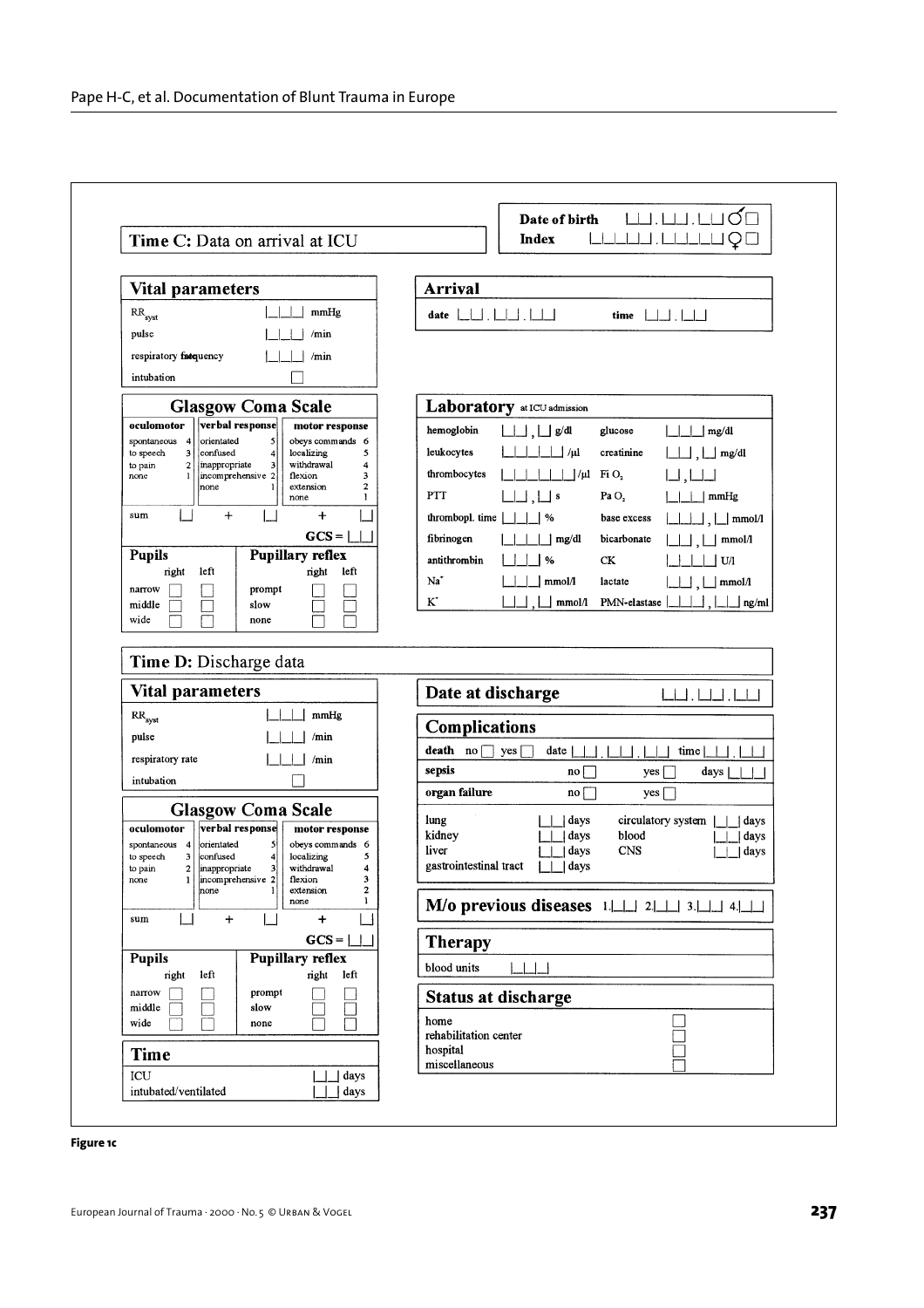## Time C: Data on arrival at ICU

| Date of birth | __ . __ . __ ♂ ☐ |
|---|---|
| Index | ______ . ______ ♀ ☐ |

### Vital parameters

| | |
|---|---|
| $RR_{syst}$ | ___ mmHg |
| pulse | ___ /min |
| respiratory frequency | ___ /min |
| intubation | ☐ |

### Glasgow Coma Scale

| oculomotor | | verbal response | | motor response | |
|---|---|---|---|---|---|
| spontaneous | 4 | orientated | 5 | obeys commands | 6 |
| to speech | 3 | confused | 4 | localizing | 5 |
| to pain | 2 | inappropriate | 3 | withdrawal | 4 |
| none | 1 | incomprehensive | 2 | flexion | 3 |
| | | none | 1 | extension | 2 |
| | | | | none | 1 |

sum __ + __ + __

GCS = __

| Pupils | right | left | Pupillary reflex | right | left |
|---|---|---|---|---|---|
| narrow | ☐ | ☐ | prompt | ☐ | ☐ |
| middle | ☐ | ☐ | slow | ☐ | ☐ |
| wide | ☐ | ☐ | none | ☐ | ☐ |

### Arrival

date __ . __ . __ time __ . __

### Laboratory at ICU admission

| | | | |
|---|---|---|---|
| hemoglobin | __ , _ g/dl | glucose | ___ mg/dl |
| leukocytes | _____ /µl | creatinine | __ , _ mg/dl |
| thrombocytes | ______ /µl | Fi $O_2$ | _ , __ |
| PTT | __ , _ s | Pa $O_2$ | ___ mmHg |
| thrombopl. time | ___ % | base excess | ___ , _ mmol/l |
| fibrinogen | ____ mg/dl | bicarbonate | __ , _ mmol/l |
| antithrombin | ___ % | CK | ____ U/l |
| $Na^+$ | ___ mmol/l | lactate | __ , _ mmol/l |
| $K^+$ | __ , _ mmol/l | PMN-elastase | ___ , __ ng/ml |

## Time D: Discharge data

### Vital parameters

| | |
|---|---|
| $RR_{syst}$ | ___ mmHg |
| pulse | ___ /min |
| respiratory rate | ___ /min |
| intubation | ☐ |

### Glasgow Coma Scale

| oculomotor | | verbal response | | motor response | |
|---|---|---|---|---|---|
| spontaneous | 4 | orientated | 5 | obeys commands | 6 |
| to speech | 3 | confused | 4 | localizing | 5 |
| to pain | 2 | inappropriate | 3 | withdrawal | 4 |
| none | 1 | incomprehensive | 2 | flexion | 3 |
| | | none | 1 | extension | 2 |
| | | | | none | 1 |

sum __ + __ + __

GCS = __

| Pupils | right | left | Pupillary reflex | right | left |
|---|---|---|---|---|---|
| narrow | ☐ | ☐ | prompt | ☐ | ☐ |
| middle | ☐ | ☐ | slow | ☐ | ☐ |
| wide | ☐ | ☐ | none | ☐ | ☐ |

### Time

| | |
|---|---|
| ICU | __ days |
| intubated/ventilated | __ days |

### Date at discharge

__ . __ . __

### Complications

death no ☐ yes ☐ date __ . __ . __ time __ . __

sepsis no ☐ yes ☐ days ___

organ failure no ☐ yes ☐

| | | | |
|---|---|---|---|
| lung | __ days | circulatory system | __ days |
| kidney | __ days | blood | __ days |
| liver | __ days | CNS | __ days |
| gastrointestinal tract | __ days | | |

### M/o previous diseases

1. __ 2. __ 3. __ 4. __

### Therapy

blood units ___

### Status at discharge

| | |
|---|---|
| home | ☐ |
| rehabilitation center | ☐ |
| hospital | ☐ |
| miscellaneous | ☐ |

**Figure 1c**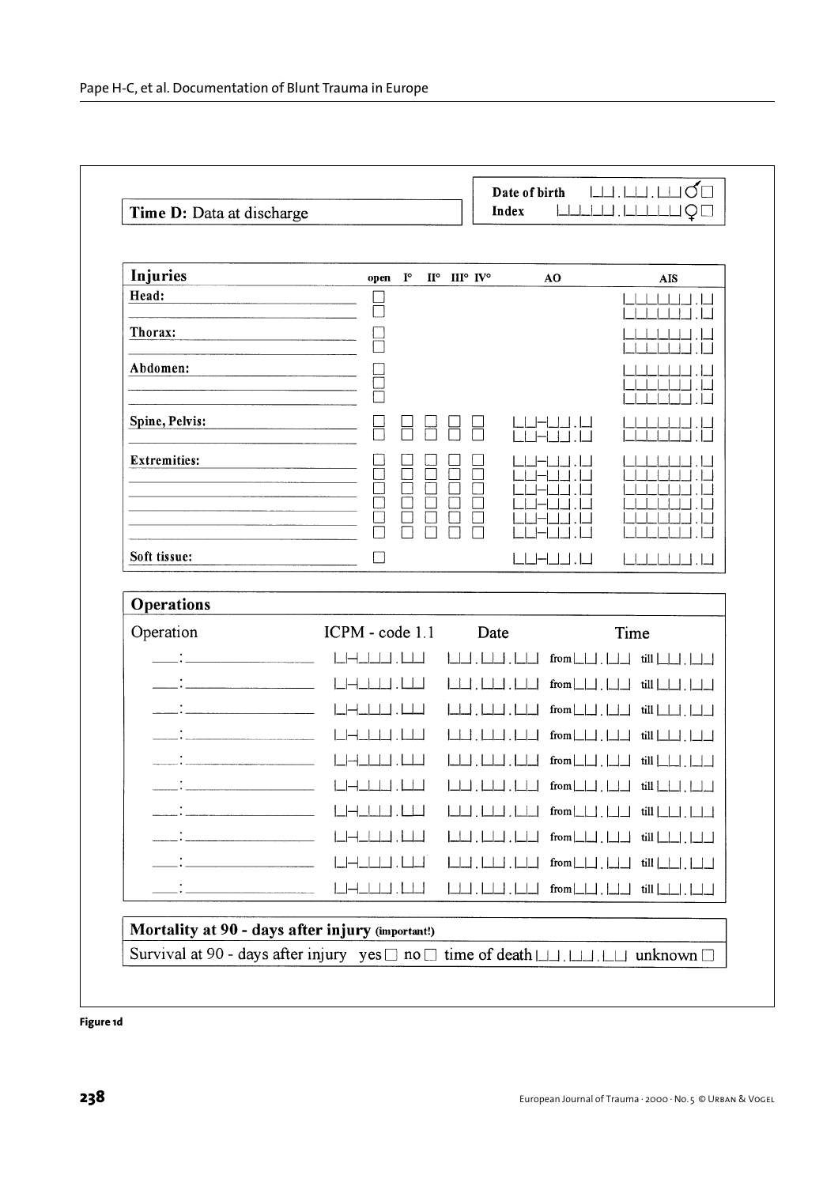**Time D:** Data at discharge

| Date of birth | └┴┘.└┴┘.└┴┘ ♂ □ |
|---|---|
| Index | └┴┴┴┴┘.└┴┴┴┴┘ ♀ □ |

| Injuries | open | I° | II° | III° | IV° | AO | AIS |
|---|---|---|---|---|---|---|---|
| Head: | □ | | | | | | └┴┴┴┴┴┘.└┘ |
| | □ | | | | | | └┴┴┴┴┴┘.└┘ |
| Thorax: | □ | | | | | | └┴┴┴┴┴┘.└┘ |
| | □ | | | | | | └┴┴┴┴┴┘.└┘ |
| Abdomen: | □ | | | | | | └┴┴┴┴┴┘.└┘ |
| | □ | | | | | | └┴┴┴┴┴┘.└┘ |
| | □ | | | | | | └┴┴┴┴┴┘.└┘ |
| Spine, Pelvis: | □ | □ | □ | □ | □ | └┴┘-└┴┘.└┘ | └┴┴┴┴┴┘.└┘ |
| | □ | □ | □ | □ | □ | └┴┘-└┴┘.└┘ | └┴┴┴┴┴┘.└┘ |
| Extremities: | □ | □ | □ | □ | □ | └┴┘-└┴┘.└┘ | └┴┴┴┴┴┘.└┘ |
| | □ | □ | □ | □ | □ | └┴┘-└┴┘.└┘ | └┴┴┴┴┴┘.└┘ |
| | □ | □ | □ | □ | □ | └┴┘-└┴┘.└┘ | └┴┴┴┴┴┘.└┘ |
| | □ | □ | □ | □ | □ | └┴┘-└┴┘.└┘ | └┴┴┴┴┴┘.└┘ |
| | □ | □ | □ | □ | □ | └┴┘-└┴┘.└┘ | └┴┴┴┴┴┘.└┘ |
| | □ | □ | □ | □ | □ | └┴┘-└┴┘.└┘ | └┴┴┴┴┴┘.└┘ |
| Soft tissue: | □ | | | | | └┴┘-└┴┘.└┘ | └┴┴┴┴┴┘.└┘ |

**Operations**

| Operation | ICPM - code 1.1 | Date | Time |
|---|---|---|---|
| ___:___ | └┘-└┴┴┘.└┴┘ | └┴┘.└┴┘.└┴┘ | from └┴┘.└┴┘ till └┴┘.└┴┘ |
| ___:___ | └┘-└┴┴┘.└┴┘ | └┴┘.└┴┘.└┴┘ | from └┴┘.└┴┘ till └┴┘.└┴┘ |
| ___:___ | └┘-└┴┴┘.└┴┘ | └┴┘.└┴┘.└┴┘ | from └┴┘.└┴┘ till └┴┘.└┴┘ |
| ___:___ | └┘-└┴┴┘.└┴┘ | └┴┘.└┴┘.└┴┘ | from └┴┘.└┴┘ till └┴┘.└┴┘ |
| ___:___ | └┘-└┴┴┘.└┴┘ | └┴┘.└┴┘.└┴┘ | from └┴┘.└┴┘ till └┴┘.└┴┘ |
| ___:___ | └┘-└┴┴┘.└┴┘ | └┴┘.└┴┘.└┴┘ | from └┴┘.└┴┘ till └┴┘.└┴┘ |
| ___:___ | └┘-└┴┴┘.└┴┘ | └┴┘.└┴┘.└┴┘ | from └┴┘.└┴┘ till └┴┘.└┴┘ |
| ___:___ | └┘-└┴┴┘.└┴┘ | └┴┘.└┴┘.└┴┘ | from └┴┘.└┴┘ till └┴┘.└┴┘ |
| ___:___ | └┘-└┴┴┘.└┴┘ | └┴┘.└┴┘.└┴┘ | from └┴┘.└┴┘ till └┴┘.└┴┘ |
| ___:___ | └┘-└┴┴┘.└┴┘ | └┴┘.└┴┘.└┴┘ | from └┴┘.└┴┘ till └┴┘.└┴┘ |

**Mortality at 90 - days after injury** (important!)

Survival at 90 - days after injury yes □ no □ time of death └┴┘.└┴┘.└┴┘ unknown □

**Figure 1d**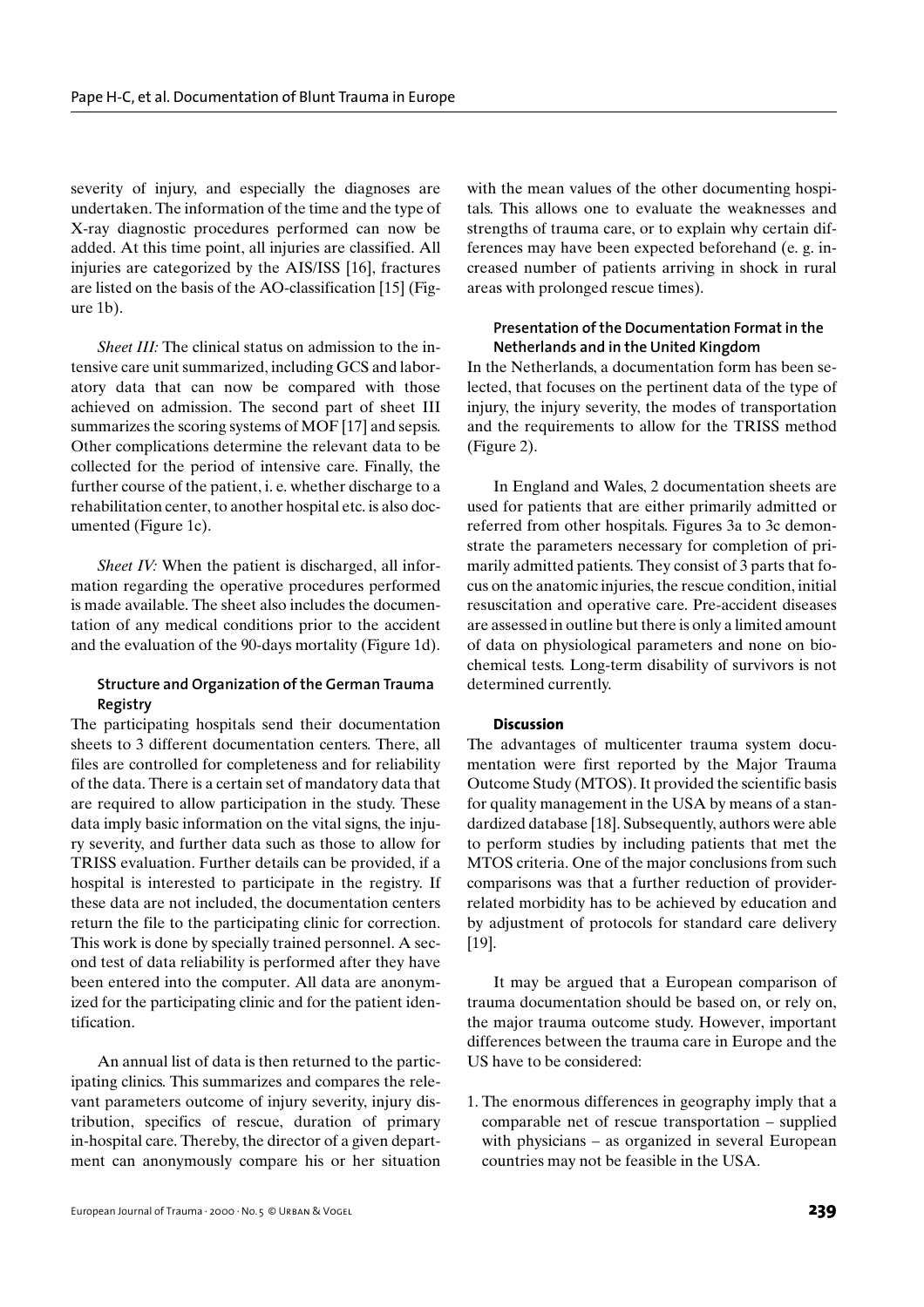severity of injury, and especially the diagnoses are undertaken. The information of the time and the type of X-ray diagnostic procedures performed can now be added. At this time point, all injuries are classified. All injuries are categorized by the AIS/ISS [16], fractures are listed on the basis of the AO-classification [15] (Figure 1b).

*Sheet III:* The clinical status on admission to the intensive care unit summarized, including GCS and laboratory data that can now be compared with those achieved on admission. The second part of sheet III summarizes the scoring systems of MOF [17] and sepsis. Other complications determine the relevant data to be collected for the period of intensive care. Finally, the further course of the patient, i. e. whether discharge to a rehabilitation center, to another hospital etc. is also documented (Figure 1c).

*Sheet IV:* When the patient is discharged, all information regarding the operative procedures performed is made available. The sheet also includes the documentation of any medical conditions prior to the accident and the evaluation of the 90-days mortality (Figure 1d).

### Structure and Organization of the German Trauma Registry

The participating hospitals send their documentation sheets to 3 different documentation centers. There, all files are controlled for completeness and for reliability of the data. There is a certain set of mandatory data that are required to allow participation in the study. These data imply basic information on the vital signs, the injury severity, and further data such as those to allow for TRISS evaluation. Further details can be provided, if a hospital is interested to participate in the registry. If these data are not included, the documentation centers return the file to the participating clinic for correction. This work is done by specially trained personnel. A second test of data reliability is performed after they have been entered into the computer. All data are anonymized for the participating clinic and for the patient identification.

An annual list of data is then returned to the participating clinics. This summarizes and compares the relevant parameters outcome of injury severity, injury distribution, specifics of rescue, duration of primary in-hospital care. Thereby, the director of a given department can anonymously compare his or her situation with the mean values of the other documenting hospitals. This allows one to evaluate the weaknesses and strengths of trauma care, or to explain why certain differences may have been expected beforehand (e. g. increased number of patients arriving in shock in rural areas with prolonged rescue times).

### Presentation of the Documentation Format in the Netherlands and in the United Kingdom

In the Netherlands, a documentation form has been selected, that focuses on the pertinent data of the type of injury, the injury severity, the modes of transportation and the requirements to allow for the TRISS method (Figure 2).

In England and Wales, 2 documentation sheets are used for patients that are either primarily admitted or referred from other hospitals. Figures 3a to 3c demonstrate the parameters necessary for completion of primarily admitted patients. They consist of 3 parts that focus on the anatomic injuries, the rescue condition, initial resuscitation and operative care. Pre-accident diseases are assessed in outline but there is only a limited amount of data on physiological parameters and none on biochemical tests. Long-term disability of survivors is not determined currently.

## Discussion

The advantages of multicenter trauma system documentation were first reported by the Major Trauma Outcome Study (MTOS). It provided the scientific basis for quality management in the USA by means of a standardized database [18]. Subsequently, authors were able to perform studies by including patients that met the MTOS criteria. One of the major conclusions from such comparisons was that a further reduction of provider-related morbidity has to be achieved by education and by adjustment of protocols for standard care delivery [19].

It may be argued that a European comparison of trauma documentation should be based on, or rely on, the major trauma outcome study. However, important differences between the trauma care in Europe and the US have to be considered:

1. The enormous differences in geography imply that a comparable net of rescue transportation – supplied with physicians – as organized in several European countries may not be feasible in the USA.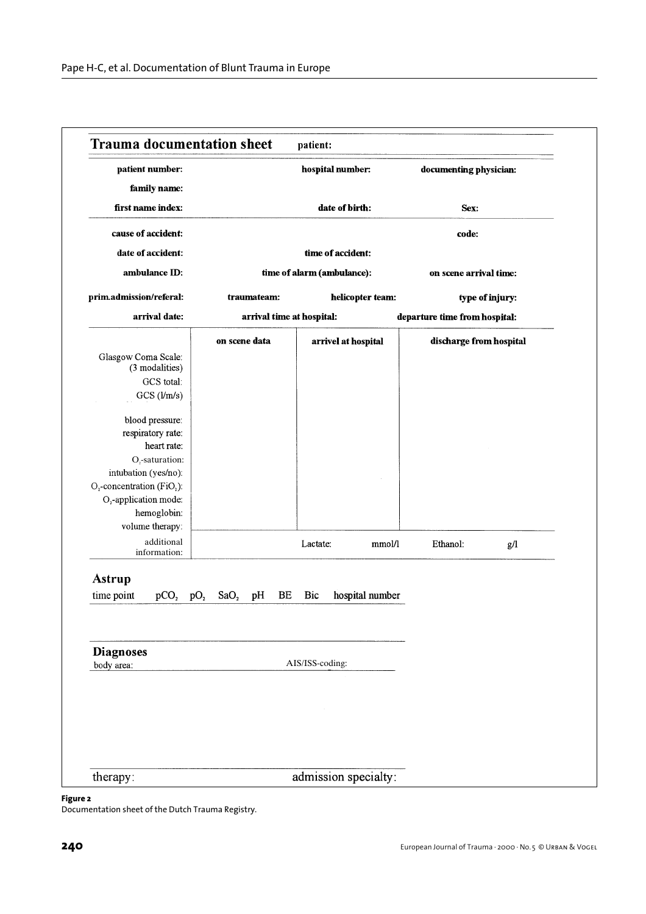## Trauma documentation sheet

**patient:**

| | | |
|---|---|---|
| **patient number:** | **hospital number:** | **documenting physician:** |
| **family name:** | | |
| **first name index:** | **date of birth:** | **Sex:** |

| | | |
|---|---|---|
| **cause of accident:** | | **code:** |
| **date of accident:** | **time of accident:** | |
| **ambulance ID:** | **time of alarm (ambulance):** | **on scene arrival time:** |

| | | | |
|---|---|---|---|
| **prim.admission/referal:** | **traumateam:** | **helicopter team:** | **type of injury:** |
| **arrival date:** | **arrival time at hospital:** | | **departure time from hospital:** |

| | on scene data | arrivel at hospital | discharge from hospital |
|---|---|---|---|
| Glasgow Coma Scale: (3 modalities) | | | |
| GCS total: | | | |
| GCS (l/m/s) | | | |
| blood pressure: | | | |
| respiratory rate: | | | |
| heart rate: | | | |
| $O_2$-saturation: | | | |
| intubation (yes/no): | | | |
| $O_2$-concentration ($FiO_2$): | | | |
| $O_2$-application mode: | | | |
| hemoglobin: | | | |
| volume therapy: | | | |
| additional information: | | Lactate: mmol/l | Ethanol: g/l |

### Astrup

| time point | $pCO_2$ | $pO_2$ | $SaO_2$ | pH | BE | Bic | hospital number |
|---|---|---|---|---|---|---|---|

### Diagnoses

| body area: | AIS/ISS-coding: |
|---|---|

therapy: admission specialty:

**Figure 2**
Documentation sheet of the Dutch Trauma Registry.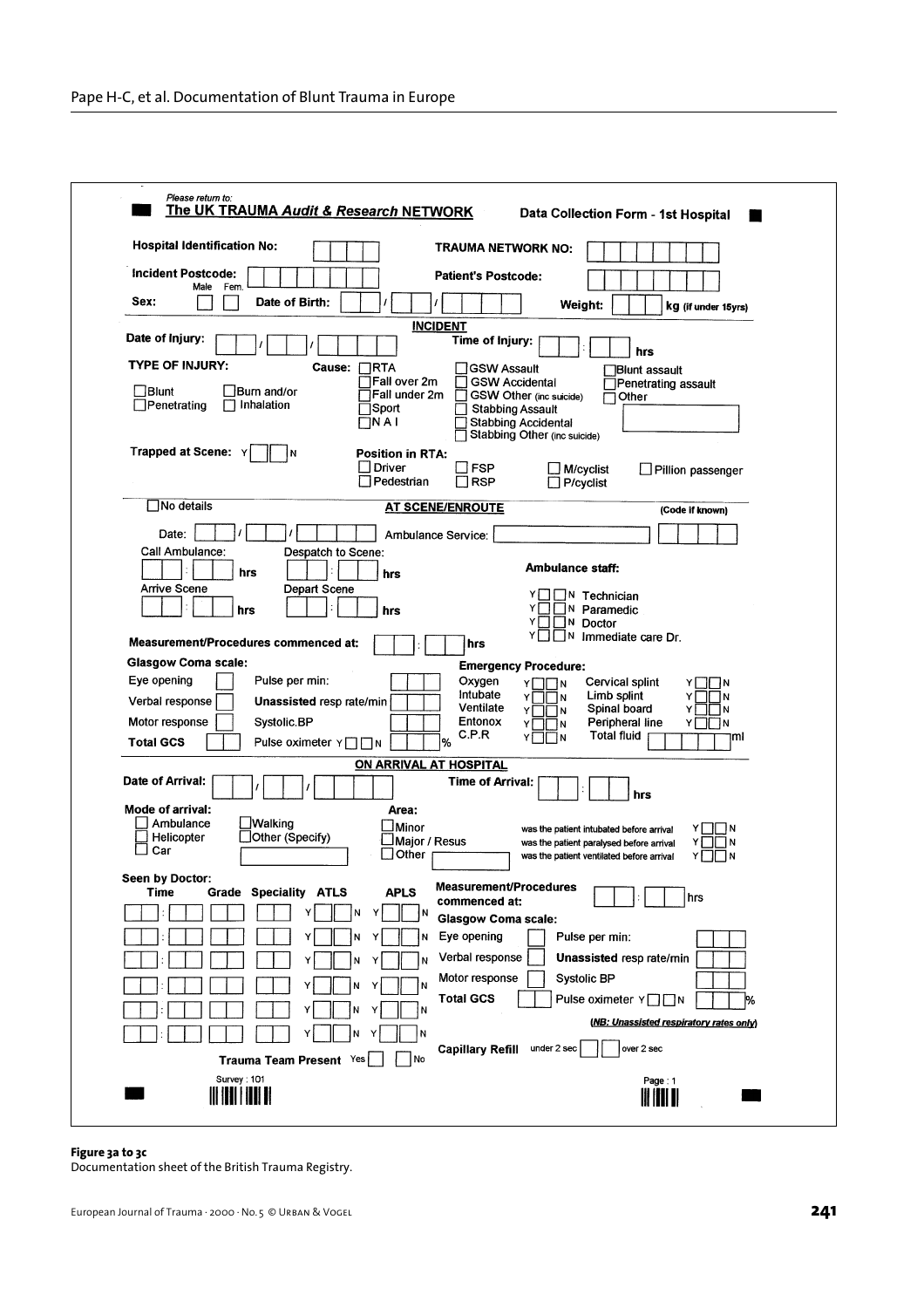Please return to:

**The UK TRAUMA *Audit & Research* NETWORK**

**Data Collection Form - 1st Hospital**

**Hospital Identification No:** ☐☐☐☐ **TRAUMA NETWORK NO:** ☐☐☐☐☐☐☐☐

**Incident Postcode:** ☐☐☐☐☐☐☐☐ **Patient's Postcode:** ☐☐☐☐☐☐☐☐

**Sex:** Male ☐ Fem. ☐ **Date of Birth:** ☐☐ / ☐☐ / ☐☐☐☐ **Weight:** ☐☐☐ **kg** (if under 15yrs)

## INCIDENT

**Date of Injury:** ☐☐ / ☐☐ / ☐☐☐☐ **Time of Injury:** ☐☐ : ☐☐ **hrs**

**TYPE OF INJURY:**

- ☐ Blunt
- ☐ Penetrating
- ☐ Burn and/or
- ☐ Inhalation

**Cause:**

- ☐ RTA
- ☐ Fall over 2m
- ☐ Fall under 2m
- ☐ Sport
- ☐ N A I
- ☐ GSW Assault
- ☐ GSW Accidental
- ☐ GSW Other (inc suicide)
- ☐ Stabbing Assault
- ☐ Stabbing Accidental
- ☐ Stabbing Other (inc suicide)
- ☐ Blunt assault
- ☐ Penetrating assault
- ☐ Other ☐

**Trapped at Scene:** Y ☐☐ N

**Position in RTA:**

- ☐ Driver
- ☐ Pedestrian
- ☐ FSP
- ☐ RSP
- ☐ M/cyclist
- ☐ P/cyclist
- ☐ Pillion passenger

☐ No details

## AT SCENE/ENROUTE

(Code if known)

Date: ☐☐ / ☐☐ / ☐☐☐☐ Ambulance Service: ☐ ☐☐☐☐

Call Ambulance: ☐☐ : ☐☐ **hrs** Despatch to Scene: ☐☐ : ☐☐ **hrs**

Arrive Scene: ☐☐ : ☐☐ **hrs** Depart Scene: ☐☐ : ☐☐ **hrs**

**Ambulance staff:**

- Y ☐☐ N Technician
- Y ☐☐ N Paramedic
- Y ☐☐ N Doctor
- Y ☐☐ N Immediate care Dr.

**Measurement/Procedures commenced at:** ☐☐ : ☐☐ **hrs**

**Glasgow Coma scale:**

| | | | | **Emergency Procedure:** | | | |
|---|---|---|---|---|---|---|---|
| Eye opening | ☐ | Pulse per min: | ☐☐☐ | Oxygen | Y ☐☐ N | Cervical splint | Y ☐☐ N |
| Verbal response | ☐ | **Unassisted** resp rate/min | ☐☐☐ | Intubate | Y ☐☐ N | Limb splint | Y ☐☐ N |
| Motor response | ☐ | Systolic.BP | ☐☐☐ | Ventilate | Y ☐☐ N | Spinal board | Y ☐☐ N |
| **Total GCS** | ☐☐ | Pulse oximeter Y ☐☐ N | ☐☐☐ % | Entonox | Y ☐☐ N | Peripheral line | Y ☐☐ N |
| | | | | C.P.R | Y ☐☐ N | Total fluid | ☐☐☐☐ ml |

## ON ARRIVAL AT HOSPITAL

**Date of Arrival:** ☐☐ / ☐☐ / ☐☐☐☐ **Time of Arrival:** ☐☐ : ☐☐ **hrs**

**Mode of arrival:**

- ☐ Ambulance
- ☐ Helicopter
- ☐ Car
- ☐ Walking
- ☐ Other (Specify) ☐

**Area:**

- ☐ Minor
- ☐ Major / Resus
- ☐ Other ☐

- was the patient intubated before arrival Y ☐☐ N
- was the patient paralysed before arrival Y ☐☐ N
- was the patient ventilated before arrival Y ☐☐ N

**Seen by Doctor:**

| Time | Grade | Speciality | ATLS | APLS |
|---|---|---|---|---|
| ☐☐ : ☐☐ | ☐☐ | ☐☐ | Y ☐☐ N | Y ☐☐ N |
| ☐☐ : ☐☐ | ☐☐ | ☐☐ | Y ☐☐ N | Y ☐☐ N |
| ☐☐ : ☐☐ | ☐☐ | ☐☐ | Y ☐☐ N | Y ☐☐ N |
| ☐☐ : ☐☐ | ☐☐ | ☐☐ | Y ☐☐ N | Y ☐☐ N |
| ☐☐ : ☐☐ | ☐☐ | ☐☐ | Y ☐☐ N | Y ☐☐ N |
| ☐☐ : ☐☐ | ☐☐ | ☐☐ | Y ☐☐ N | Y ☐☐ N |

**Trauma Team Present** Yes ☐ ☐ No

**Measurement/Procedures commenced at:** ☐☐ : ☐☐ hrs

**Glasgow Coma scale:**

| | | | |
|---|---|---|---|
| Eye opening | ☐ | Pulse per min: | ☐☐☐ |
| Verbal response | ☐ | **Unassisted** resp rate/min | ☐☐☐ |
| Motor response | ☐ | Systolic BP | ☐☐☐ |
| **Total GCS** | ☐☐ | Pulse oximeter Y ☐☐ N | ☐☐☐ % |

***(NB: Unassisted respiratory rates only)***

**Capillary Refill** under 2 sec ☐ ☐ over 2 sec

Survey : 101

Page : 1

**Figure 3a to 3c**
Documentation sheet of the British Trauma Registry.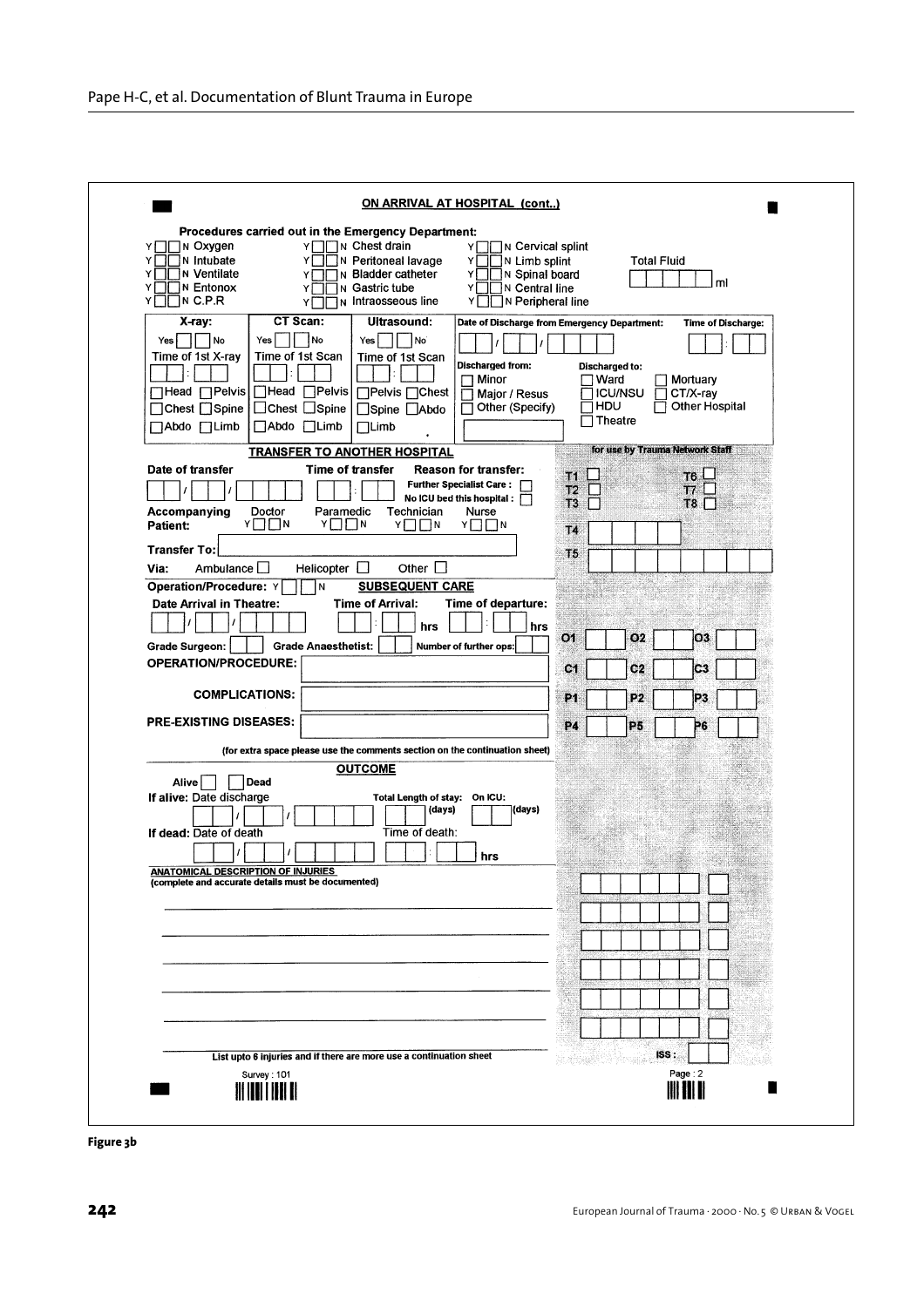## ON ARRIVAL AT HOSPITAL (cont..)

**Procedures carried out in the Emergency Department:**

| | | |
|---|---|---|
| Y ☐☐ N Oxygen | Y ☐☐ N Chest drain | Y ☐☐ N Cervical splint |
| Y ☐☐ N Intubate | Y ☐☐ N Peritoneal lavage | Y ☐☐ N Limb splint |
| Y ☐☐ N Ventilate | Y ☐☐ N Bladder catheter | Y ☐☐ N Spinal board |
| Y ☐☐ N Entonox | Y ☐☐ N Gastric tube | Y ☐☐ N Central line |
| Y ☐☐ N C.P.R | Y ☐☐ N Intraosseous line | Y ☐☐ N Peripheral line |

Total Fluid ☐☐☐☐☐ ml

| X-ray: | CT Scan: | Ultrasound: |
|---|---|---|
| Yes ☐ ☐ No | Yes ☐ ☐ No | Yes ☐ ☐ No |
| Time of 1st X-ray ☐☐:☐☐ | Time of 1st Scan ☐☐:☐☐ | Time of 1st Scan ☐☐:☐☐ |
| ☐Head ☐Pelvis | ☐Head ☐Pelvis | ☐Pelvis ☐Chest |
| ☐Chest ☐Spine | ☐Chest ☐Spine | ☐Spine ☐Abdo |
| ☐Abdo ☐Limb | ☐Abdo ☐Limb | ☐Limb |

Date of Discharge from Emergency Department: ☐☐/☐☐/☐☐☐☐ Time of Discharge: ☐☐:☐☐

**Discharged from:** ☐ Minor ☐ Major / Resus ☐ Other (Specify) ☐

**Discharged to:** ☐ Ward ☐ ICU/NSU ☐ HDU ☐ Theatre ☐ Mortuary ☐ CT/X-ray ☐ Other Hospital

### TRANSFER TO ANOTHER HOSPITAL

Date of transfer ☐☐/☐☐/☐☐☐☐ Time of transfer ☐☐:☐☐

**Reason for transfer:** Further Specialist Care : ☐ No ICU bed this hospital : ☐

Accompanying Patient: Doctor Y☐☐N Paramedic Y☐☐N Technician Y☐☐N Nurse Y☐☐N

**Transfer To:** ☐

**Via:** Ambulance ☐ Helicopter ☐ Other ☐

### SUBSEQUENT CARE

**Operation/Procedure:** Y ☐☐ N

Date Arrival in Theatre: ☐☐/☐☐/☐☐☐☐ Time of Arrival: ☐☐:☐☐ hrs Time of departure: ☐☐:☐☐ hrs

Grade Surgeon: ☐☐ Grade Anaesthetist: ☐☐ Number of further ops: ☐☐

**OPERATION/PROCEDURE:** ☐

**COMPLICATIONS:** ☐

**PRE-EXISTING DISEASES:** ☐

(for extra space please use the comments section on the continuation sheet)

### OUTCOME

Alive ☐ ☐ Dead

**If alive:** Date discharge ☐☐/☐☐/☐☐☐☐ Total Length of stay: ☐☐ (days) On ICU: ☐☐ (days)

**If dead:** Date of death ☐☐/☐☐/☐☐☐☐ Time of death: ☐☐:☐☐ hrs

**ANATOMICAL DESCRIPTION OF INJURIES**
**(complete and accurate details must be documented)**

List upto 6 injuries and if there are more use a continuation sheet

**for use by Trauma Network Staff**

T1 ☐ T2 ☐ T3 ☐ T6 ☐ T7 ☐ T8 ☐

T4 ☐☐☐☐

T5 ☐☐☐☐☐☐☐☐

O1 ☐☐ O2 ☐☐ O3 ☐☐

C1 ☐☐ C2 ☐☐ C3 ☐☐

P1 ☐☐ P2 ☐☐ P3 ☐☐

P4 ☐☐ P5 ☐☐ P6 ☐☐

ISS : ☐☐

Survey : 101

Page : 2

Figure 3b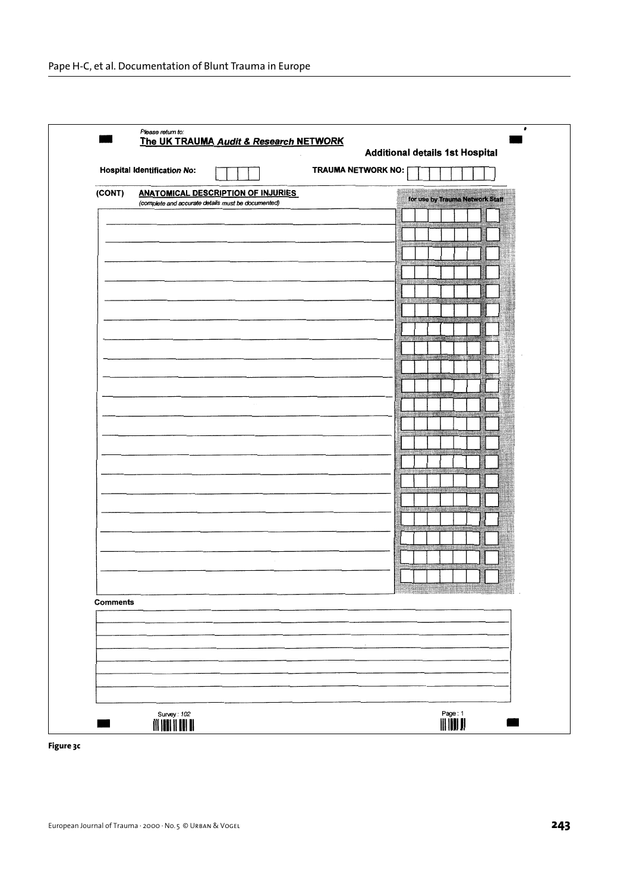Please return to:

**The UK TRAUMA *Audit & Research* NETWORK**

**Additional details 1st Hospital**

**Hospital Identification No:** ☐☐☐☐ **TRAUMA NETWORK NO:** ☐☐☐☐☐☐☐☐

**(CONT)** **ANATOMICAL DESCRIPTION OF INJURIES**
*(complete and accurate details must be documented)*

for use by Trauma Network Staff

**Comments**

Survey : *102*

Page : 1

**Figure 3c**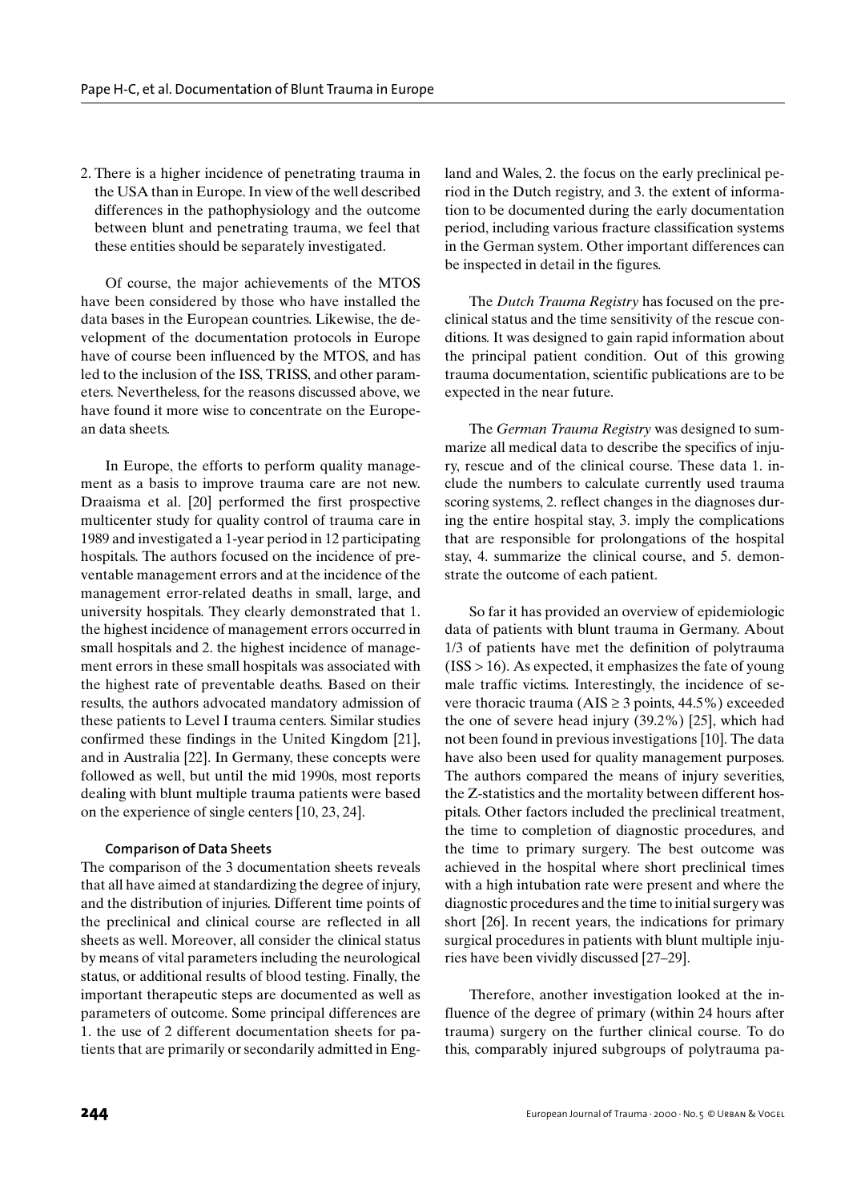2. There is a higher incidence of penetrating trauma in the USA than in Europe. In view of the well described differences in the pathophysiology and the outcome between blunt and penetrating trauma, we feel that these entities should be separately investigated.

Of course, the major achievements of the MTOS have been considered by those who have installed the data bases in the European countries. Likewise, the development of the documentation protocols in Europe have of course been influenced by the MTOS, and has led to the inclusion of the ISS, TRISS, and other parameters. Nevertheless, for the reasons discussed above, we have found it more wise to concentrate on the European data sheets.

In Europe, the efforts to perform quality management as a basis to improve trauma care are not new. Draaisma et al. [20] performed the first prospective multicenter study for quality control of trauma care in 1989 and investigated a 1-year period in 12 participating hospitals. The authors focused on the incidence of preventable management errors and at the incidence of the management error-related deaths in small, large, and university hospitals. They clearly demonstrated that 1. the highest incidence of management errors occurred in small hospitals and 2. the highest incidence of management errors in these small hospitals was associated with the highest rate of preventable deaths. Based on their results, the authors advocated mandatory admission of these patients to Level I trauma centers. Similar studies confirmed these findings in the United Kingdom [21], and in Australia [22]. In Germany, these concepts were followed as well, but until the mid 1990s, most reports dealing with blunt multiple trauma patients were based on the experience of single centers [10, 23, 24].

#### Comparison of Data Sheets

The comparison of the 3 documentation sheets reveals that all have aimed at standardizing the degree of injury, and the distribution of injuries. Different time points of the preclinical and clinical course are reflected in all sheets as well. Moreover, all consider the clinical status by means of vital parameters including the neurological status, or additional results of blood testing. Finally, the important therapeutic steps are documented as well as parameters of outcome. Some principal differences are 1. the use of 2 different documentation sheets for patients that are primarily or secondarily admitted in England and Wales, 2. the focus on the early preclinical period in the Dutch registry, and 3. the extent of information to be documented during the early documentation period, including various fracture classification systems in the German system. Other important differences can be inspected in detail in the figures.

The *Dutch Trauma Registry* has focused on the preclinical status and the time sensitivity of the rescue conditions. It was designed to gain rapid information about the principal patient condition. Out of this growing trauma documentation, scientific publications are to be expected in the near future.

The *German Trauma Registry* was designed to summarize all medical data to describe the specifics of injury, rescue and of the clinical course. These data 1. include the numbers to calculate currently used trauma scoring systems, 2. reflect changes in the diagnoses during the entire hospital stay, 3. imply the complications that are responsible for prolongations of the hospital stay, 4. summarize the clinical course, and 5. demonstrate the outcome of each patient.

So far it has provided an overview of epidemiologic data of patients with blunt trauma in Germany. About 1/3 of patients have met the definition of polytrauma ($ISS > 16$). As expected, it emphasizes the fate of young male traffic victims. Interestingly, the incidence of severe thoracic trauma ($AIS \geq 3$ points, 44.5%) exceeded the one of severe head injury (39.2%) [25], which had not been found in previous investigations [10]. The data have also been used for quality management purposes. The authors compared the means of injury severities, the Z-statistics and the mortality between different hospitals. Other factors included the preclinical treatment, the time to completion of diagnostic procedures, and the time to primary surgery. The best outcome was achieved in the hospital where short preclinical times with a high intubation rate were present and where the diagnostic procedures and the time to initial surgery was short [26]. In recent years, the indications for primary surgical procedures in patients with blunt multiple injuries have been vividly discussed [27–29].

Therefore, another investigation looked at the influence of the degree of primary (within 24 hours after trauma) surgery on the further clinical course. To do this, comparably injured subgroups of polytrauma pa-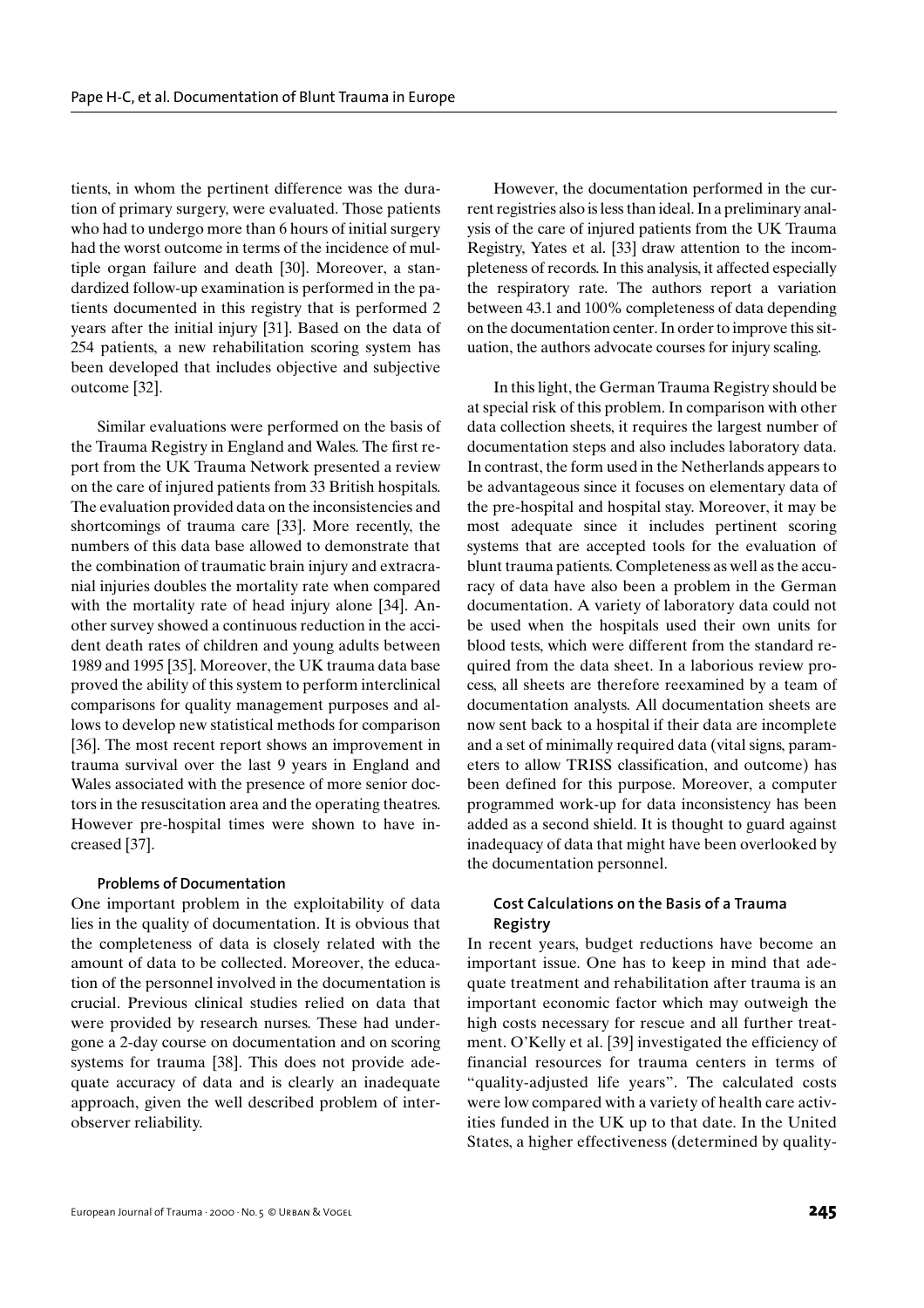tients, in whom the pertinent difference was the duration of primary surgery, were evaluated. Those patients who had to undergo more than 6 hours of initial surgery had the worst outcome in terms of the incidence of multiple organ failure and death [30]. Moreover, a standardized follow-up examination is performed in the patients documented in this registry that is performed 2 years after the initial injury [31]. Based on the data of 254 patients, a new rehabilitation scoring system has been developed that includes objective and subjective outcome [32].

Similar evaluations were performed on the basis of the Trauma Registry in England and Wales. The first report from the UK Trauma Network presented a review on the care of injured patients from 33 British hospitals. The evaluation provided data on the inconsistencies and shortcomings of trauma care [33]. More recently, the numbers of this data base allowed to demonstrate that the combination of traumatic brain injury and extracranial injuries doubles the mortality rate when compared with the mortality rate of head injury alone [34]. Another survey showed a continuous reduction in the accident death rates of children and young adults between 1989 and 1995 [35]. Moreover, the UK trauma data base proved the ability of this system to perform interclinical comparisons for quality management purposes and allows to develop new statistical methods for comparison [36]. The most recent report shows an improvement in trauma survival over the last 9 years in England and Wales associated with the presence of more senior doctors in the resuscitation area and the operating theatres. However pre-hospital times were shown to have increased [37].

#### Problems of Documentation

One important problem in the exploitability of data lies in the quality of documentation. It is obvious that the completeness of data is closely related with the amount of data to be collected. Moreover, the education of the personnel involved in the documentation is crucial. Previous clinical studies relied on data that were provided by research nurses. These had undergone a 2-day course on documentation and on scoring systems for trauma [38]. This does not provide adequate accuracy of data and is clearly an inadequate approach, given the well described problem of interobserver reliability.

However, the documentation performed in the current registries also is less than ideal. In a preliminary analysis of the care of injured patients from the UK Trauma Registry, Yates et al. [33] draw attention to the incompleteness of records. In this analysis, it affected especially the respiratory rate. The authors report a variation between 43.1 and 100% completeness of data depending on the documentation center. In order to improve this situation, the authors advocate courses for injury scaling.

In this light, the German Trauma Registry should be at special risk of this problem. In comparison with other data collection sheets, it requires the largest number of documentation steps and also includes laboratory data. In contrast, the form used in the Netherlands appears to be advantageous since it focuses on elementary data of the pre-hospital and hospital stay. Moreover, it may be most adequate since it includes pertinent scoring systems that are accepted tools for the evaluation of blunt trauma patients. Completeness as well as the accuracy of data have also been a problem in the German documentation. A variety of laboratory data could not be used when the hospitals used their own units for blood tests, which were different from the standard required from the data sheet. In a laborious review process, all sheets are therefore reexamined by a team of documentation analysts. All documentation sheets are now sent back to a hospital if their data are incomplete and a set of minimally required data (vital signs, parameters to allow TRISS classification, and outcome) has been defined for this purpose. Moreover, a computer programmed work-up for data inconsistency has been added as a second shield. It is thought to guard against inadequacy of data that might have been overlooked by the documentation personnel.

### Cost Calculations on the Basis of a Trauma Registry

In recent years, budget reductions have become an important issue. One has to keep in mind that adequate treatment and rehabilitation after trauma is an important economic factor which may outweigh the high costs necessary for rescue and all further treatment. O'Kelly et al. [39] investigated the efficiency of financial resources for trauma centers in terms of "quality-adjusted life years". The calculated costs were low compared with a variety of health care activities funded in the UK up to that date. In the United States, a higher effectiveness (determined by quality-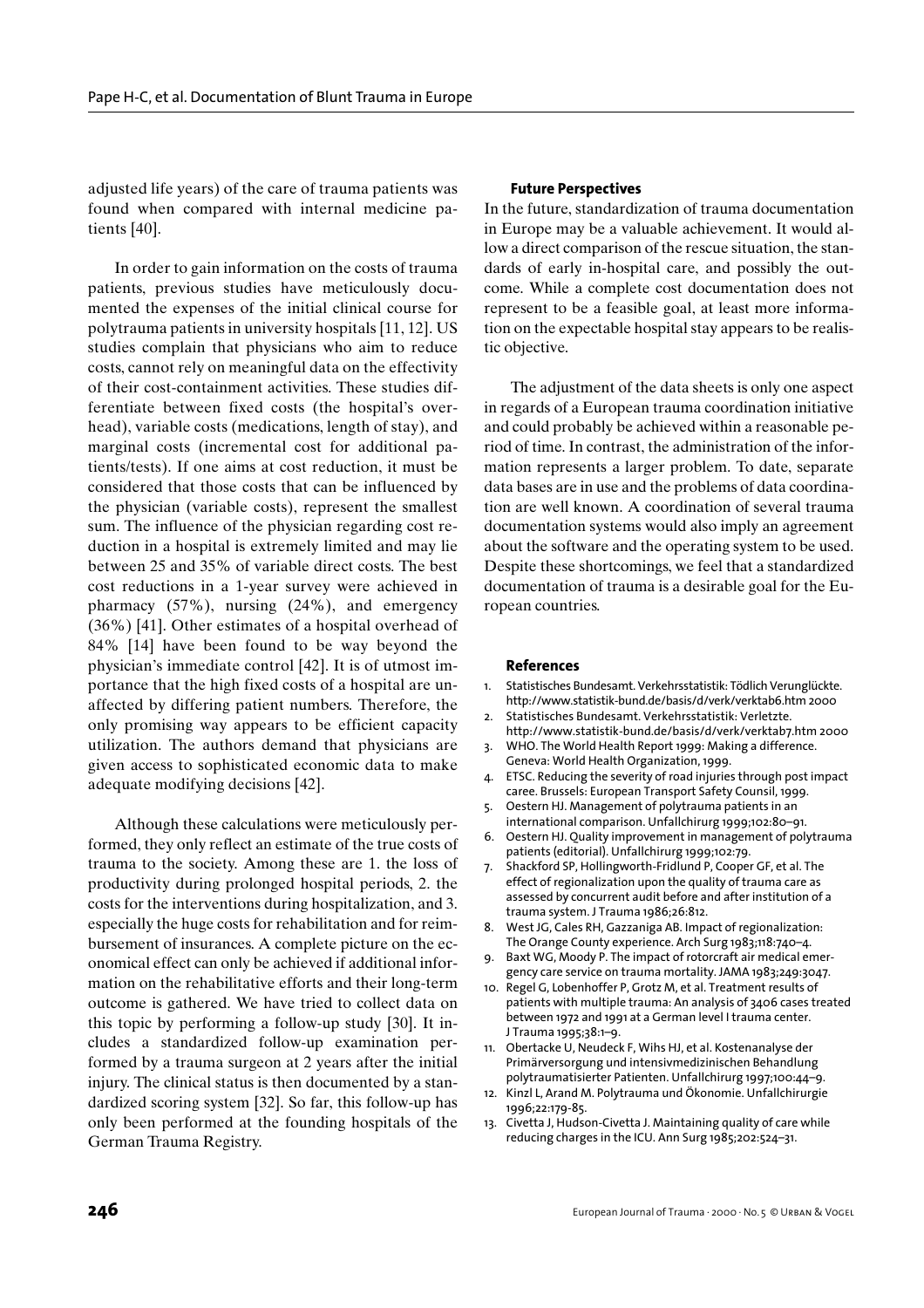adjusted life years) of the care of trauma patients was found when compared with internal medicine patients [40].

In order to gain information on the costs of trauma patients, previous studies have meticulously documented the expenses of the initial clinical course for polytrauma patients in university hospitals [11, 12]. US studies complain that physicians who aim to reduce costs, cannot rely on meaningful data on the effectivity of their cost-containment activities. These studies differentiate between fixed costs (the hospital's overhead), variable costs (medications, length of stay), and marginal costs (incremental cost for additional patients/tests). If one aims at cost reduction, it must be considered that those costs that can be influenced by the physician (variable costs), represent the smallest sum. The influence of the physician regarding cost reduction in a hospital is extremely limited and may lie between 25 and 35% of variable direct costs. The best cost reductions in a 1-year survey were achieved in pharmacy (57%), nursing (24%), and emergency (36%) [41]. Other estimates of a hospital overhead of 84% [14] have been found to be way beyond the physician's immediate control [42]. It is of utmost importance that the high fixed costs of a hospital are unaffected by differing patient numbers. Therefore, the only promising way appears to be efficient capacity utilization. The authors demand that physicians are given access to sophisticated economic data to make adequate modifying decisions [42].

Although these calculations were meticulously performed, they only reflect an estimate of the true costs of trauma to the society. Among these are 1. the loss of productivity during prolonged hospital periods, 2. the costs for the interventions during hospitalization, and 3. especially the huge costs for rehabilitation and for reimbursement of insurances. A complete picture on the economical effect can only be achieved if additional information on the rehabilitative efforts and their long-term outcome is gathered. We have tried to collect data on this topic by performing a follow-up study [30]. It includes a standardized follow-up examination performed by a trauma surgeon at 2 years after the initial injury. The clinical status is then documented by a standardized scoring system [32]. So far, this follow-up has only been performed at the founding hospitals of the German Trauma Registry.

## Future Perspectives

In the future, standardization of trauma documentation in Europe may be a valuable achievement. It would allow a direct comparison of the rescue situation, the standards of early in-hospital care, and possibly the outcome. While a complete cost documentation does not represent to be a feasible goal, at least more information on the expectable hospital stay appears to be realistic objective.

The adjustment of the data sheets is only one aspect in regards of a European trauma coordination initiative and could probably be achieved within a reasonable period of time. In contrast, the administration of the information represents a larger problem. To date, separate data bases are in use and the problems of data coordination are well known. A coordination of several trauma documentation systems would also imply an agreement about the software and the operating system to be used. Despite these shortcomings, we feel that a standardized documentation of trauma is a desirable goal for the European countries.

## References

1. Statistisches Bundesamt. Verkehrsstatistik: Tödlich Verunglückte. http://www.statistik-bund.de/basis/d/verk/verktab6.htm 2000
2. Statistisches Bundesamt. Verkehrsstatistik: Verletzte. http://www.statistik-bund.de/basis/d/verk/verktab7.htm 2000
3. WHO. The World Health Report 1999: Making a difference. Geneva: World Health Organization, 1999.
4. ETSC. Reducing the severity of road injuries through post impact caree. Brussels: European Transport Safety Counsil, 1999.
5. Oestern HJ. Management of polytrauma patients in an international comparison. Unfallchirurg 1999;102:80–91.
6. Oestern HJ. Quality improvement in management of polytrauma patients (editorial). Unfallchirurg 1999;102:79.
7. Shackford SP, Hollingworth-Fridlund P, Cooper GF, et al. The effect of regionalization upon the quality of trauma care as assessed by concurrent audit before and after institution of a trauma system. J Trauma 1986;26:812.
8. West JG, Cales RH, Gazzaniga AB. Impact of regionalization: The Orange County experience. Arch Surg 1983;118:740–4.
9. Baxt WG, Moody P. The impact of rotorcraft air medical emergency care service on trauma mortality. JAMA 1983;249:3047.
10. Regel G, Lobenhoffer P, Grotz M, et al. Treatment results of patients with multiple trauma: An analysis of 3406 cases treated between 1972 and 1991 at a German level I trauma center. J Trauma 1995;38:1–9.
11. Obertacke U, Neudeck F, Wihs HJ, et al. Kostenanalyse der Primärversorgung und intensivmedizinischen Behandlung polytraumatisierter Patienten. Unfallchirurg 1997;100:44–9.
12. Kinzl L, Arand M. Polytrauma und Ökonomie. Unfallchirurgie 1996;22:179-85.
13. Civetta J, Hudson-Civetta J. Maintaining quality of care while reducing charges in the ICU. Ann Surg 1985;202:524–31.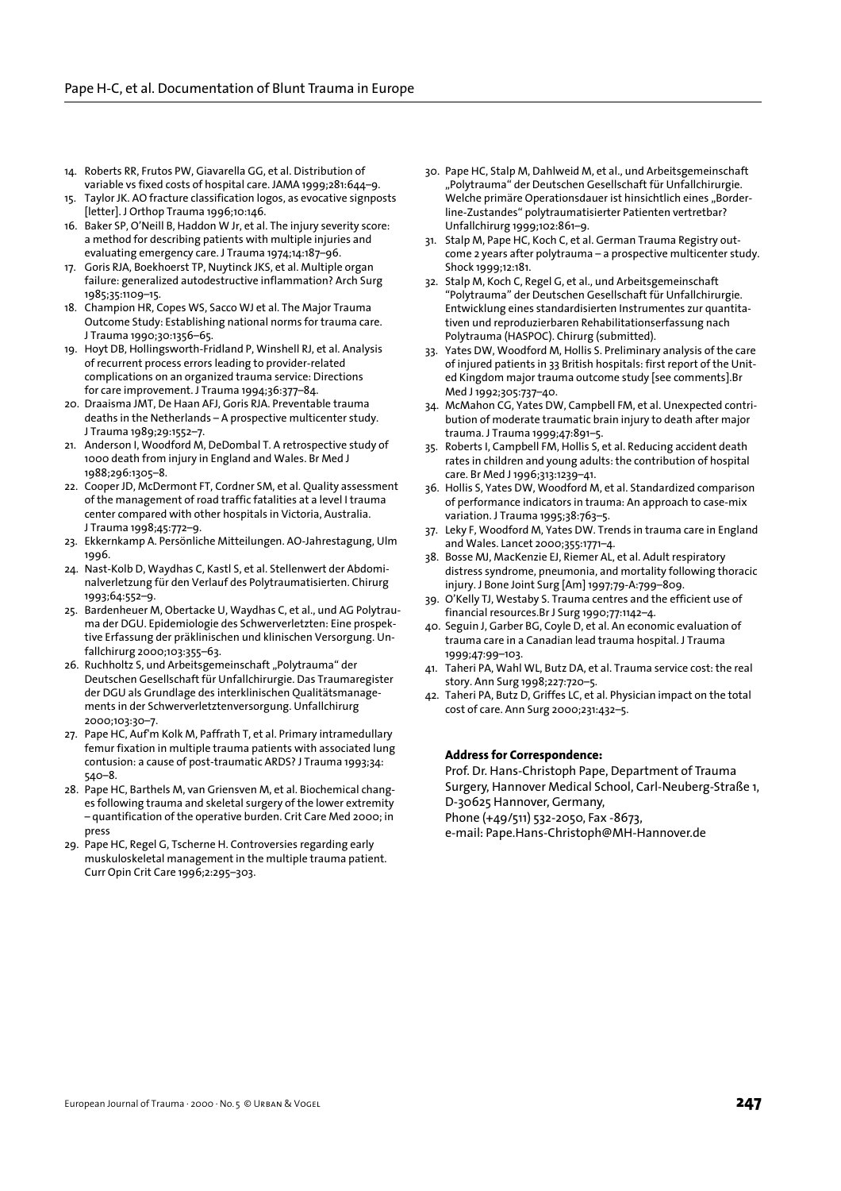14. Roberts RR, Frutos PW, Giavarella GG, et al. Distribution of variable vs fixed costs of hospital care. JAMA 1999;281:644–9.
15. Taylor JK. AO fracture classification logos, as evocative signposts [letter]. J Orthop Trauma 1996;10:146.
16. Baker SP, O'Neill B, Haddon W Jr, et al. The injury severity score: a method for describing patients with multiple injuries and evaluating emergency care. J Trauma 1974;14:187–96.
17. Goris RJA, Boekhoerst TP, Nuytinck JKS, et al. Multiple organ failure: generalized autodestructive inflammation? Arch Surg 1985;35:1109–15.
18. Champion HR, Copes WS, Sacco WJ et al. The Major Trauma Outcome Study: Establishing national norms for trauma care. J Trauma 1990;30:1356–65.
19. Hoyt DB, Hollingsworth-Fridland P, Winshell RJ, et al. Analysis of recurrent process errors leading to provider-related complications on an organized trauma service: Directions for care improvement. J Trauma 1994;36:377–84.
20. Draaisma JMT, De Haan AFJ, Goris RJA. Preventable trauma deaths in the Netherlands – A prospective multicenter study. J Trauma 1989;29:1552–7.
21. Anderson I, Woodford M, DeDombal T. A retrospective study of 1000 death from injury in England and Wales. Br Med J 1988;296:1305–8.
22. Cooper JD, McDermont FT, Cordner SM, et al. Quality assessment of the management of road traffic fatalities at a level I trauma center compared with other hospitals in Victoria, Australia. J Trauma 1998;45:772–9.
23. Ekkernkamp A. Persönliche Mitteilungen. AO-Jahrestagung, Ulm 1996.
24. Nast-Kolb D, Waydhas C, Kastl S, et al. Stellenwert der Abdominalverletzung für den Verlauf des Polytraumatisierten. Chirurg 1993;64:552–9.
25. Bardenheuer M, Obertacke U, Waydhas C, et al., und AG Polytrauma der DGU. Epidemiologie des Schwerverletzten: Eine prospektive Erfassung der präklinischen und klinischen Versorgung. Unfallchirurg 2000;103:355–63.
26. Ruchholtz S, und Arbeitsgemeinschaft „Polytrauma" der Deutschen Gesellschaft für Unfallchirurgie. Das Traumaregister der DGU als Grundlage des interklinischen Qualitätsmanagements in der Schwerverletztenversorgung. Unfallchirurg 2000;103:30–7.
27. Pape HC, Auf'm Kolk M, Paffrath T, et al. Primary intramedullary femur fixation in multiple trauma patients with associated lung contusion: a cause of post-traumatic ARDS? J Trauma 1993;34:540–8.
28. Pape HC, Barthels M, van Griensven M, et al. Biochemical changes following trauma and skeletal surgery of the lower extremity – quantification of the operative burden. Crit Care Med 2000; in press
29. Pape HC, Regel G, Tscherne H. Controversies regarding early muskuloskeletal management in the multiple trauma patient. Curr Opin Crit Care 1996;2:295–303.
30. Pape HC, Stalp M, Dahlweid M, et al., und Arbeitsgemeinschaft „Polytrauma" der Deutschen Gesellschaft für Unfallchirurgie. Welche primäre Operationsdauer ist hinsichtlich eines „Borderline-Zustandes" polytraumatisierter Patienten vertretbar? Unfallchirurg 1999;102:861–9.
31. Stalp M, Pape HC, Koch C, et al. German Trauma Registry outcome 2 years after polytrauma – a prospective multicenter study. Shock 1999;12:181.
32. Stalp M, Koch C, Regel G, et al., und Arbeitsgemeinschaft "Polytrauma" der Deutschen Gesellschaft für Unfallchirurgie. Entwicklung eines standardisierten Instrumentes zur quantitativen und reproduzierbaren Rehabilitationserfassung nach Polytrauma (HASPOC). Chirurg (submitted).
33. Yates DW, Woodford M, Hollis S. Preliminary analysis of the care of injured patients in 33 British hospitals: first report of the United Kingdom major trauma outcome study [see comments].Br Med J 1992;305:737–40.
34. McMahon CG, Yates DW, Campbell FM, et al. Unexpected contribution of moderate traumatic brain injury to death after major trauma. J Trauma 1999;47:891–5.
35. Roberts I, Campbell FM, Hollis S, et al. Reducing accident death rates in children and young adults: the contribution of hospital care. Br Med J 1996;313:1239–41.
36. Hollis S, Yates DW, Woodford M, et al. Standardized comparison of performance indicators in trauma: An approach to case-mix variation. J Trauma 1995;38:763–5.
37. Leky F, Woodford M, Yates DW. Trends in trauma care in England and Wales. Lancet 2000;355:1771–4.
38. Bosse MJ, MacKenzie EJ, Riemer AL, et al. Adult respiratory distress syndrome, pneumonia, and mortality following thoracic injury. J Bone Joint Surg [Am] 1997;79-A:799–809.
39. O'Kelly TJ, Westaby S. Trauma centres and the efficient use of financial resources.Br J Surg 1990;77:1142–4.
40. Seguin J, Garber BG, Coyle D, et al. An economic evaluation of trauma care in a Canadian lead trauma hospital. J Trauma 1999;47:99–103.
41. Taheri PA, Wahl WL, Butz DA, et al. Trauma service cost: the real story. Ann Surg 1998;227:720–5.
42. Taheri PA, Butz D, Griffes LC, et al. Physician impact on the total cost of care. Ann Surg 2000;231:432–5.

**Address for Correspondence:**

Prof. Dr. Hans-Christoph Pape, Department of Trauma Surgery, Hannover Medical School, Carl-Neuberg-Straße 1, D-30625 Hannover, Germany,
Phone (+49/511) 532-2050, Fax -8673,
e-mail: Pape.Hans-Christoph@MH-Hannover.de